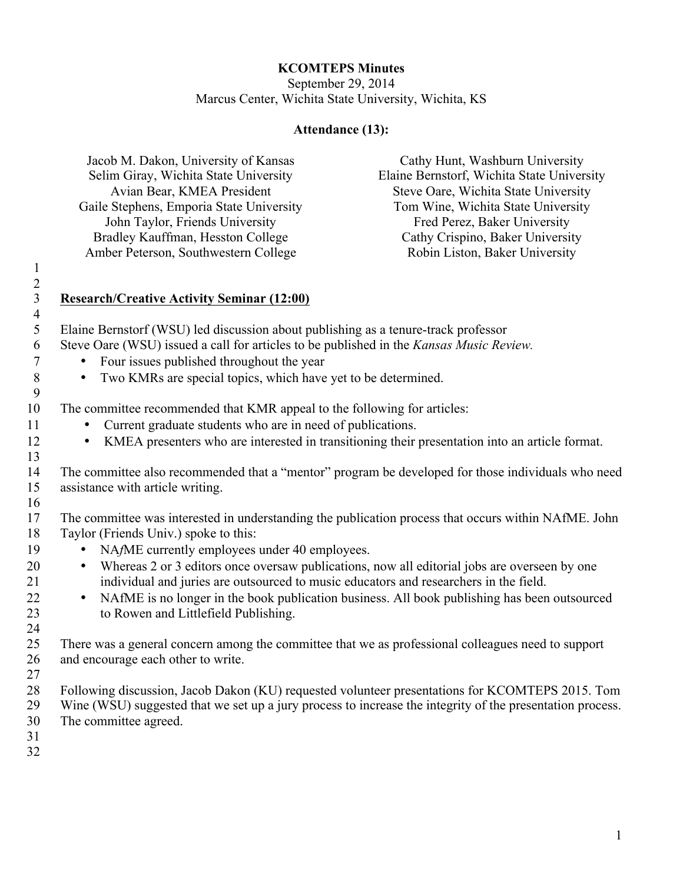**KCOMTEPS Minutes**

September 29, 2014

Marcus Center, Wichita State University, Wichita, KS

**Attendance (13):**

Jacob M. Dakon, University of Kansas
Selim Giray, Wichita State University
Avian Bear, KMEA President
Gaile Stephens, Emporia State University
John Taylor, Friends University
Bradley Kauffman, Hesston College
Amber Peterson, Southwestern College
Cathy Hunt, Washburn University
Elaine Bernstorf, Wichita State University
Steve Oare, Wichita State University
Tom Wine, Wichita State University
Fred Perez, Baker University
Cathy Crispino, Baker University
Robin Liston, Baker University

**Research/Creative Activity Seminar (12:00)**

Elaine Bernstorf (WSU) led discussion about publishing as a tenure-track professor
Steve Oare (WSU) issued a call for articles to be published in the *Kansas Music Review.*

- Four issues published throughout the year
- Two KMRs are special topics, which have yet to be determined.

The committee recommended that KMR appeal to the following for articles:

- Current graduate students who are in need of publications.
- KMEA presenters who are interested in transitioning their presentation into an article format.

The committee also recommended that a "mentor" program be developed for those individuals who need assistance with article writing.

The committee was interested in understanding the publication process that occurs within NAfME. John Taylor (Friends Univ.) spoke to this:

- NA*f*ME currently employees under 40 employees.
- Whereas 2 or 3 editors once oversaw publications, now all editorial jobs are overseen by one individual and juries are outsourced to music educators and researchers in the field.
- NAfME is no longer in the book publication business. All book publishing has been outsourced to Rowen and Littlefield Publishing.

There was a general concern among the committee that we as professional colleagues need to support and encourage each other to write.

Following discussion, Jacob Dakon (KU) requested volunteer presentations for KCOMTEPS 2015. Tom Wine (WSU) suggested that we set up a jury process to increase the integrity of the presentation process. The committee agreed.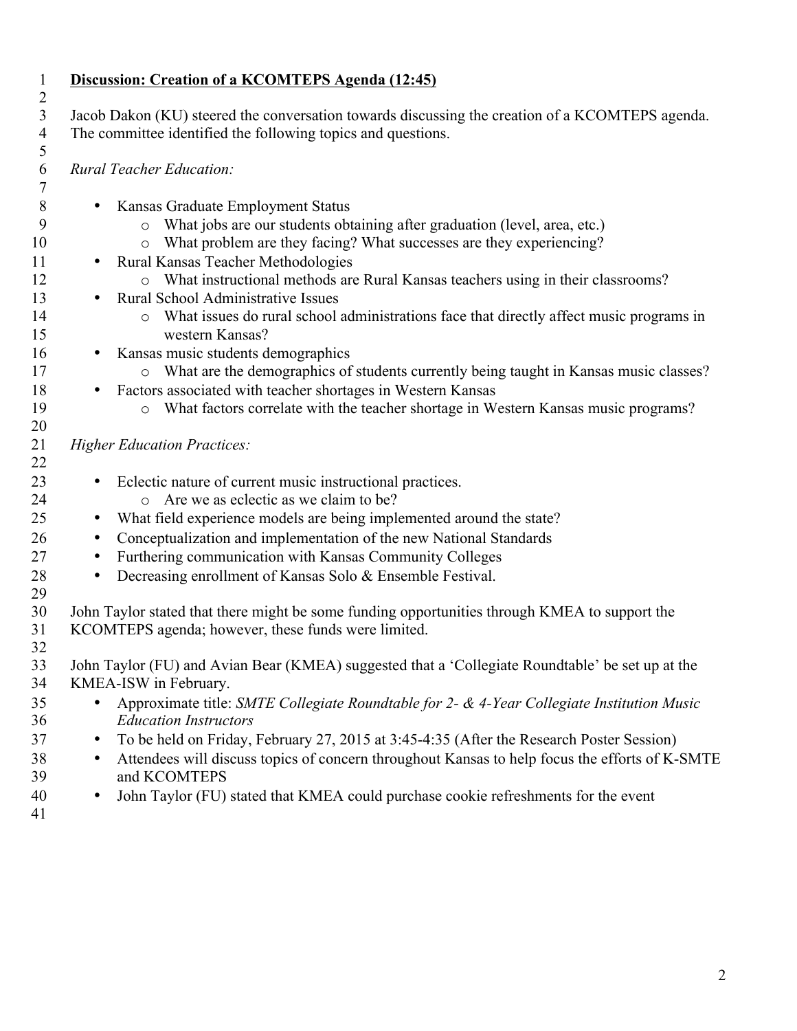**Discussion: Creation of a KCOMTEPS Agenda (12:45)**

Jacob Dakon (KU) steered the conversation towards discussing the creation of a KCOMTEPS agenda. The committee identified the following topics and questions.

*Rural Teacher Education:*

- Kansas Graduate Employment Status
  - What jobs are our students obtaining after graduation (level, area, etc.)
  - What problem are they facing? What successes are they experiencing?
- Rural Kansas Teacher Methodologies
  - What instructional methods are Rural Kansas teachers using in their classrooms?
- Rural School Administrative Issues
  - What issues do rural school administrations face that directly affect music programs in western Kansas?
- Kansas music students demographics
  - What are the demographics of students currently being taught in Kansas music classes?
- Factors associated with teacher shortages in Western Kansas
  - What factors correlate with the teacher shortage in Western Kansas music programs?

*Higher Education Practices:*

- Eclectic nature of current music instructional practices.
  - Are we as eclectic as we claim to be?
- What field experience models are being implemented around the state?
- Conceptualization and implementation of the new National Standards
- Furthering communication with Kansas Community Colleges
- Decreasing enrollment of Kansas Solo & Ensemble Festival.

John Taylor stated that there might be some funding opportunities through KMEA to support the KCOMTEPS agenda; however, these funds were limited.

John Taylor (FU) and Avian Bear (KMEA) suggested that a 'Collegiate Roundtable' be set up at the KMEA-ISW in February.

- Approximate title: *SMTE Collegiate Roundtable for 2- & 4-Year Collegiate Institution Music Education Instructors*
- To be held on Friday, February 27, 2015 at 3:45-4:35 (After the Research Poster Session)
- Attendees will discuss topics of concern throughout Kansas to help focus the efforts of K-SMTE and KCOMTEPS
- John Taylor (FU) stated that KMEA could purchase cookie refreshments for the event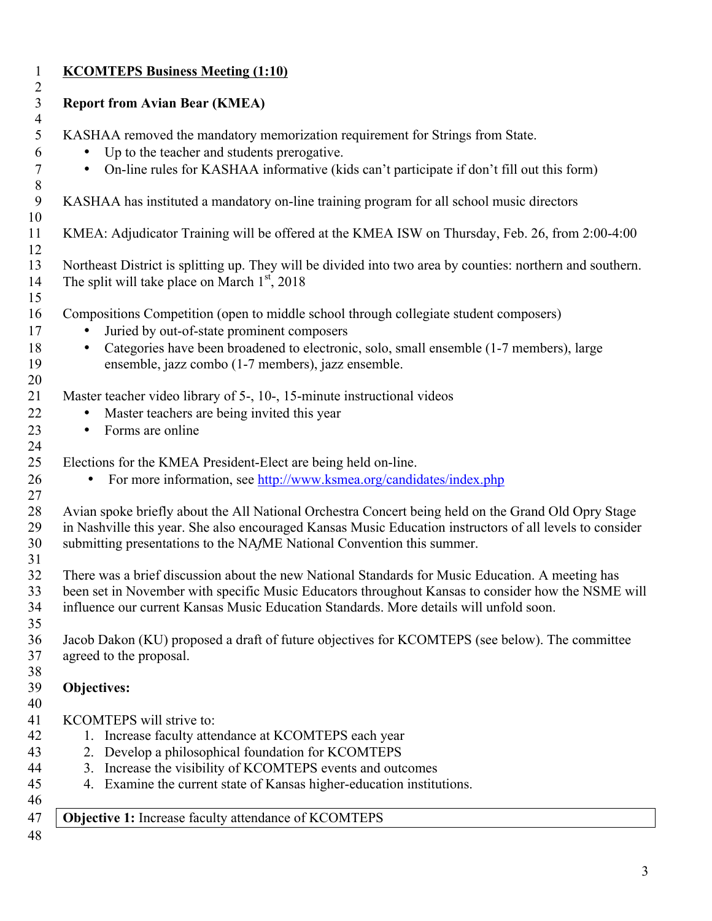**KCOMTEPS Business Meeting (1:10)**

**Report from Avian Bear (KMEA)**

KASHAA removed the mandatory memorization requirement for Strings from State.

- Up to the teacher and students prerogative.
- On-line rules for KASHAA informative (kids can't participate if don't fill out this form)

KASHAA has instituted a mandatory on-line training program for all school music directors

KMEA: Adjudicator Training will be offered at the KMEA ISW on Thursday, Feb. 26, from 2:00-4:00

Northeast District is splitting up. They will be divided into two area by counties: northern and southern. The split will take place on March 1st, 2018

Compositions Competition (open to middle school through collegiate student composers)

- Juried by out-of-state prominent composers
- Categories have been broadened to electronic, solo, small ensemble (1-7 members), large ensemble, jazz combo (1-7 members), jazz ensemble.

Master teacher video library of 5-, 10-, 15-minute instructional videos

- Master teachers are being invited this year
- Forms are online

Elections for the KMEA President-Elect are being held on-line.

- For more information, see http://www.ksmea.org/candidates/index.php

Avian spoke briefly about the All National Orchestra Concert being held on the Grand Old Opry Stage in Nashville this year. She also encouraged Kansas Music Education instructors of all levels to consider submitting presentations to the NA*f*ME National Convention this summer.

There was a brief discussion about the new National Standards for Music Education. A meeting has been set in November with specific Music Educators throughout Kansas to consider how the NSME will influence our current Kansas Music Education Standards. More details will unfold soon.

Jacob Dakon (KU) proposed a draft of future objectives for KCOMTEPS (see below). The committee agreed to the proposal.

**Objectives:**

KCOMTEPS will strive to:

1. Increase faculty attendance at KCOMTEPS each year
2. Develop a philosophical foundation for KCOMTEPS
3. Increase the visibility of KCOMTEPS events and outcomes
4. Examine the current state of Kansas higher-education institutions.

| **Objective 1:** Increase faculty attendance of KCOMTEPS |
|---|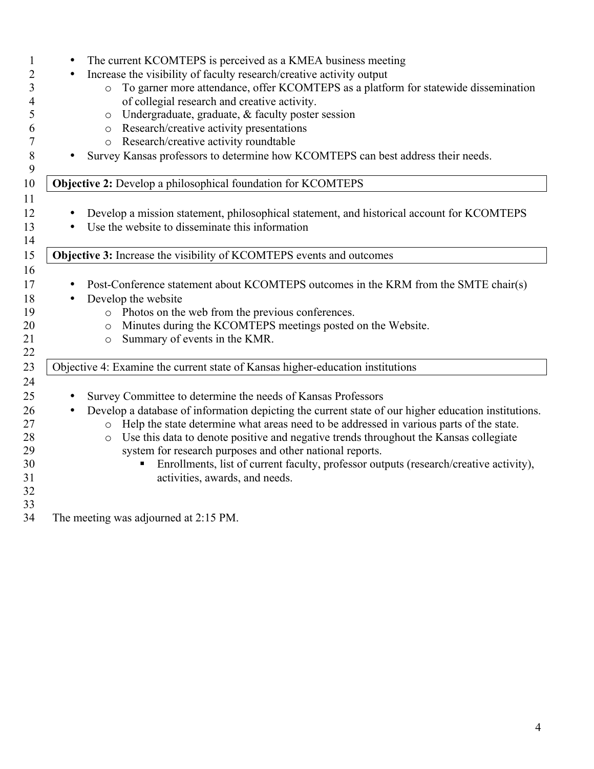- The current KCOMTEPS is perceived as a KMEA business meeting
- Increase the visibility of faculty research/creative activity output
  - To garner more attendance, offer KCOMTEPS as a platform for statewide dissemination of collegial research and creative activity.
  - Undergraduate, graduate, & faculty poster session
  - Research/creative activity presentations
  - Research/creative activity roundtable
- Survey Kansas professors to determine how KCOMTEPS can best address their needs.

**Objective 2:** Develop a philosophical foundation for KCOMTEPS

- Develop a mission statement, philosophical statement, and historical account for KCOMTEPS
- Use the website to disseminate this information

**Objective 3:** Increase the visibility of KCOMTEPS events and outcomes

- Post-Conference statement about KCOMTEPS outcomes in the KRM from the SMTE chair(s)
- Develop the website
  - Photos on the web from the previous conferences.
  - Minutes during the KCOMTEPS meetings posted on the Website.
  - Summary of events in the KMR.

Objective 4: Examine the current state of Kansas higher-education institutions

- Survey Committee to determine the needs of Kansas Professors
- Develop a database of information depicting the current state of our higher education institutions.
  - Help the state determine what areas need to be addressed in various parts of the state.
  - Use this data to denote positive and negative trends throughout the Kansas collegiate system for research purposes and other national reports.
    - Enrollments, list of current faculty, professor outputs (research/creative activity), activities, awards, and needs.

The meeting was adjourned at 2:15 PM.